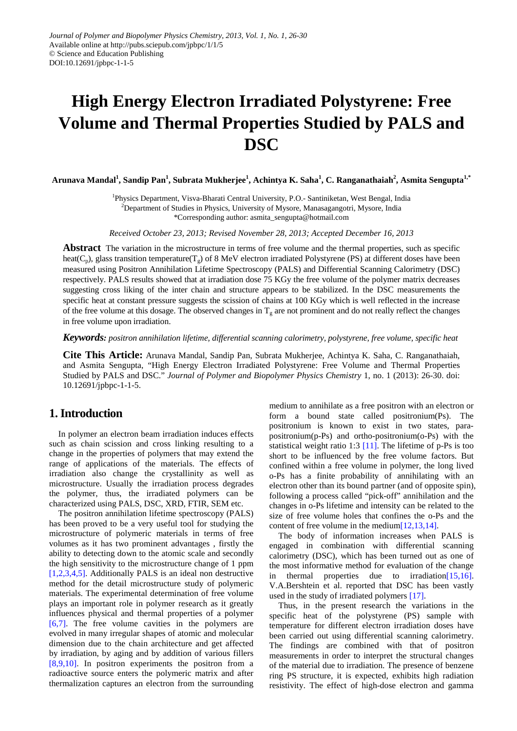Journal of Polymer and Biopolymer Physics Chemistry, 2013, Vol. 1, No. 1, 26-30
Available online at http://pubs.sciepub.com/jpbpc/1/1/5
© Science and Education Publishing
DOI:10.12691/jpbpc-1-1-5

# High Energy Electron Irradiated Polystyrene: Free Volume and Thermal Properties Studied by PALS and DSC

**Arunava Mandal[1], Sandip Pan[1], Subrata Mukherjee[1], Achintya K. Saha[1], C. Ranganathaiah[2], Asmita Sengupta[1,*]**

[1]Physics Department, Visva-Bharati Central University, P.O.- Santiniketan, West Bengal, India
[2]Department of Studies in Physics, University of Mysore, Manasagangotri, Mysore, India
*Corresponding author: asmita_sengupta@hotmail.com

*Received October 23, 2013; Revised November 28, 2013; Accepted December 16, 2013*

**Abstract** The variation in the microstructure in terms of free volume and the thermal properties, such as specific heat($C_p$), glass transition temperature($T_g$) of 8 MeV electron irradiated Polystyrene (PS) at different doses have been measured using Positron Annihilation Lifetime Spectroscopy (PALS) and Differential Scanning Calorimetry (DSC) respectively. PALS results showed that at irradiation dose 75 KGy the free volume of the polymer matrix decreases suggesting cross liking of the inter chain and structure appears to be stabilized. In the DSC measurements the specific heat at constant pressure suggests the scission of chains at 100 KGy which is well reflected in the increase of the free volume at this dosage. The observed changes in $T_g$ are not prominent and do not really reflect the changes in free volume upon irradiation.

***Keywords:*** *positron annihilation lifetime, differential scanning calorimetry, polystyrene, free volume, specific heat*

**Cite This Article:** Arunava Mandal, Sandip Pan, Subrata Mukherjee, Achintya K. Saha, C. Ranganathaiah, and Asmita Sengupta, "High Energy Electron Irradiated Polystyrene: Free Volume and Thermal Properties Studied by PALS and DSC." *Journal of Polymer and Biopolymer Physics Chemistry* 1, no. 1 (2013): 26-30. doi: 10.12691/jpbpc-1-1-5.

## 1. Introduction

In polymer an electron beam irradiation induces effects such as chain scission and cross linking resulting to a change in the properties of polymers that may extend the range of applications of the materials. The effects of irradiation also change the crystallinity as well as microstructure. Usually the irradiation process degrades the polymer, thus, the irradiated polymers can be characterized using PALS, DSC, XRD, FTIR, SEM etc.

The positron annihilation lifetime spectroscopy (PALS) has been proved to be a very useful tool for studying the microstructure of polymeric materials in terms of free volumes as it has two prominent advantages , firstly the ability to detecting down to the atomic scale and secondly the high sensitivity to the microstructure change of 1 ppm [1,2,3,4,5]. Additionally PALS is an ideal non destructive method for the detail microstructure study of polymeric materials. The experimental determination of free volume plays an important role in polymer research as it greatly influences physical and thermal properties of a polymer [6,7]. The free volume cavities in the polymers are evolved in many irregular shapes of atomic and molecular dimension due to the chain architecture and get affected by irradiation, by aging and by addition of various fillers [8,9,10]. In positron experiments the positron from a radioactive source enters the polymeric matrix and after thermalization captures an electron from the surrounding medium to annihilate as a free positron with an electron or form a bound state called positronium(Ps). The positronium is known to exist in two states, para-positronium(p-Ps) and ortho-positronium(o-Ps) with the statistical weight ratio 1:3 [11]. The lifetime of p-Ps is too short to be influenced by the free volume factors. But confined within a free volume in polymer, the long lived o-Ps has a finite probability of annihilating with an electron other than its bound partner (and of opposite spin), following a process called "pick-off" annihilation and the changes in o-Ps lifetime and intensity can be related to the size of free volume holes that confines the o-Ps and the content of free volume in the medium[12,13,14].

The body of information increases when PALS is engaged in combination with differential scanning calorimetry (DSC), which has been turned out as one of the most informative method for evaluation of the change in thermal properties due to irradiation[15,16]. V.A.Bershtein et al. reported that DSC has been vastly used in the study of irradiated polymers [17].

Thus, in the present research the variations in the specific heat of the polystyrene (PS) sample with temperature for different electron irradiation doses have been carried out using differential scanning calorimetry. The findings are combined with that of positron measurements in order to interpret the structural changes of the material due to irradiation. The presence of benzene ring PS structure, it is expected, exhibits high radiation resistivity. The effect of high-dose electron and gamma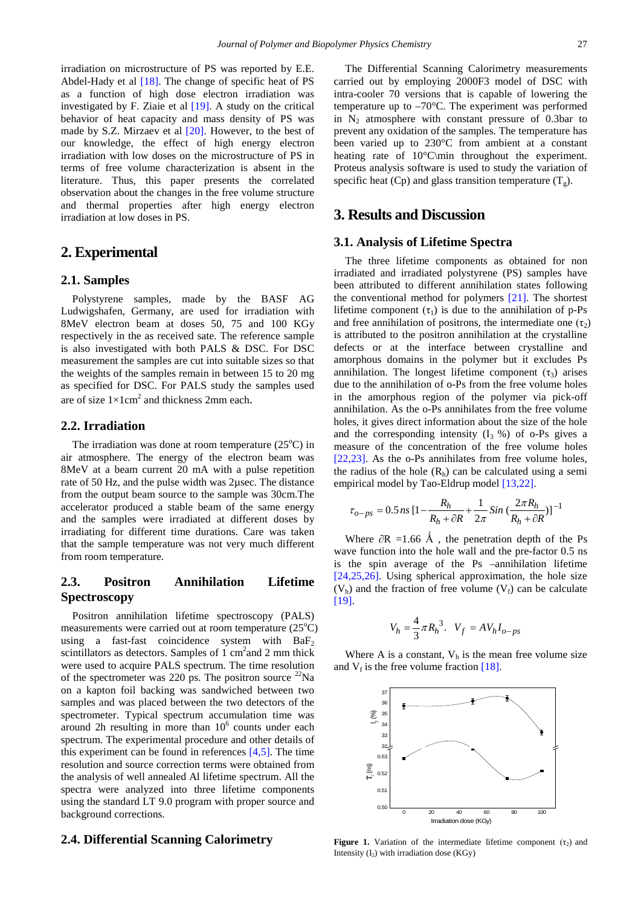irradiation on microstructure of PS was reported by E.E. Abdel-Hady et al [18]. The change of specific heat of PS as a function of high dose electron irradiation was investigated by F. Ziaie et al [19]. A study on the critical behavior of heat capacity and mass density of PS was made by S.Z. Mirzaev et al [20]. However, to the best of our knowledge, the effect of high energy electron irradiation with low doses on the microstructure of PS in terms of free volume characterization is absent in the literature. Thus, this paper presents the correlated observation about the changes in the free volume structure and thermal properties after high energy electron irradiation at low doses in PS.

## 2. Experimental

### 2.1. Samples

Polystyrene samples, made by the BASF AG Ludwigshafen, Germany, are used for irradiation with 8MeV electron beam at doses 50, 75 and 100 KGy respectively in the as received sate. The reference sample is also investigated with both PALS & DSC. For DSC measurement the samples are cut into suitable sizes so that the weights of the samples remain in between 15 to 20 mg as specified for DSC. For PALS study the samples used are of size $1\times1cm^2$ and thickness 2mm each.

### 2.2. Irradiation

The irradiation was done at room temperature ($25^oC$) in air atmosphere. The energy of the electron beam was 8MeV at a beam current 20 mA with a pulse repetition rate of 50 Hz, and the pulse width was 2µsec. The distance from the output beam source to the sample was 30cm.The accelerator produced a stable beam of the same energy and the samples were irradiated at different doses by irradiating for different time durations. Care was taken that the sample temperature was not very much different from room temperature.

### 2.3. Positron Annihilation Lifetime Spectroscopy

Positron annihilation lifetime spectroscopy (PALS) measurements were carried out at room temperature ($25^oC$) using a fast-fast coincidence system with $BaF_2$ scintillators as detectors. Samples of 1 $cm^2$and 2 mm thick were used to acquire PALS spectrum. The time resolution of the spectrometer was 220 ps. The positron source $^{22}Na$ on a kapton foil backing was sandwiched between two samples and was placed between the two detectors of the spectrometer. Typical spectrum accumulation time was around 2h resulting in more than $10^6$ counts under each spectrum. The experimental procedure and other details of this experiment can be found in references [4,5]. The time resolution and source correction terms were obtained from the analysis of well annealed Al lifetime spectrum. All the spectra were analyzed into three lifetime components using the standard LT 9.0 program with proper source and background corrections.

### 2.4. Differential Scanning Calorimetry

The Differential Scanning Calorimetry measurements carried out by employing 2000F3 model of DSC with intra-cooler 70 versions that is capable of lowering the temperature up to –70°C. The experiment was performed in $N_2$ atmosphere with constant pressure of 0.3bar to prevent any oxidation of the samples. The temperature has been varied up to 230°C from ambient at a constant heating rate of 10°C\min throughout the experiment. Proteus analysis software is used to study the variation of specific heat (Cp) and glass transition temperature ($T_g$).

## 3. Results and Discussion

### 3.1. Analysis of Lifetime Spectra

The three lifetime components as obtained for non irradiated and irradiated polystyrene (PS) samples have been attributed to different annihilation states following the conventional method for polymers [21]. The shortest lifetime component ($\tau_1$) is due to the annihilation of p-Ps and free annihilation of positrons, the intermediate one ($\tau_2$) is attributed to the positron annihilation at the crystalline defects or at the interface between crystalline and amorphous domains in the polymer but it excludes Ps annihilation. The longest lifetime component ($\tau_3$) arises due to the annihilation of o-Ps from the free volume holes in the amorphous region of the polymer via pick-off annihilation. As the o-Ps annihilates from the free volume holes, it gives direct information about the size of the hole and the corresponding intensity ($I_3$ %) of o-Ps gives a measure of the concentration of the free volume holes [22,23]. As the o-Ps annihilates from free volume holes, the radius of the hole ($R_h$) can be calculated using a semi empirical model by Tao-Eldrup model [13,22].

$$\tau_{o-ps} = 0.5\,ns\,[1 - \frac{R_h}{R_h + \partial R} + \frac{1}{2\pi} Sin\,(\frac{2\pi R_h}{R_h + \partial R})]^{-1}$$

Where $\partial R$ =1.66 Å , the penetration depth of the Ps wave function into the hole wall and the pre-factor 0.5 ns is the spin average of the Ps –annihilation lifetime [24,25,26]. Using spherical approximation, the hole size ($V_h$) and the fraction of free volume ($V_f$) can be calculate [19].

$$V_h = \frac{4}{3}\pi R_h^3. \quad V_f = AV_h I_{o-ps}$$

Where A is a constant, $V_h$ is the mean free volume size and $V_f$ is the free volume fraction [18].

**Figure 1.** Variation of the intermediate lifetime component ($\tau_2$) and Intensity ($I_2$) with irradiation dose (KGy)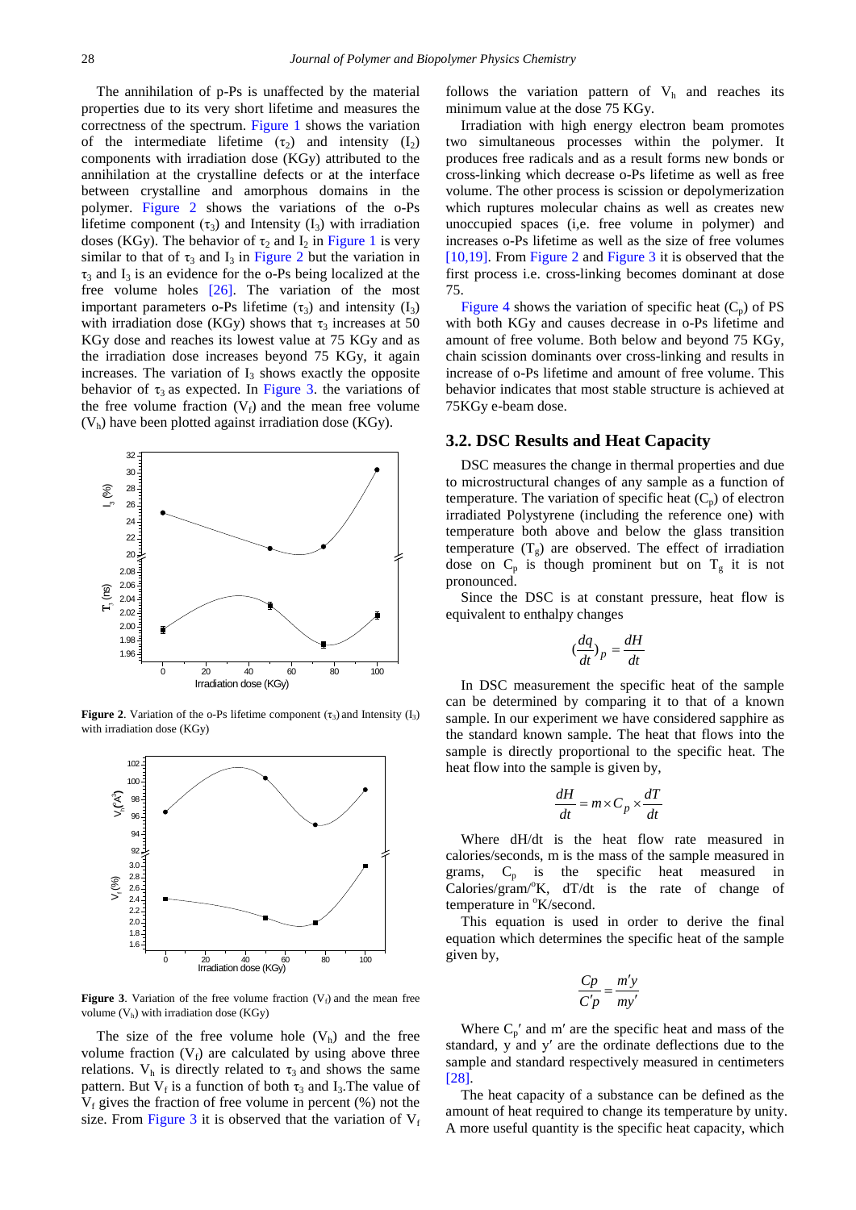The annihilation of p-Ps is unaffected by the material properties due to its very short lifetime and measures the correctness of the spectrum. Figure 1 shows the variation of the intermediate lifetime ($\tau_2$) and intensity ($I_2$) components with irradiation dose (KGy) attributed to the annihilation at the crystalline defects or at the interface between crystalline and amorphous domains in the polymer. Figure 2 shows the variations of the o-Ps lifetime component ($\tau_3$) and Intensity ($I_3$) with irradiation doses (KGy). The behavior of $\tau_2$ and $I_2$ in Figure 1 is very similar to that of $\tau_3$ and $I_3$ in Figure 2 but the variation in $\tau_3$ and $I_3$ is an evidence for the o-Ps being localized at the free volume holes [26]. The variation of the most important parameters o-Ps lifetime ($\tau_3$) and intensity ($I_3$) with irradiation dose (KGy) shows that $\tau_3$ increases at 50 KGy dose and reaches its lowest value at 75 KGy and as the irradiation dose increases beyond 75 KGy, it again increases. The variation of $I_3$ shows exactly the opposite behavior of $\tau_3$ as expected. In Figure 3. the variations of the free volume fraction ($V_f$) and the mean free volume ($V_h$) have been plotted against irradiation dose (KGy).

**Figure 2**. Variation of the o-Ps lifetime component ($\tau_3$) and Intensity ($I_3$) with irradiation dose (KGy)

**Figure 3**. Variation of the free volume fraction ($V_f$) and the mean free volume ($V_h$) with irradiation dose (KGy)

The size of the free volume hole ($V_h$) and the free volume fraction ($V_f$) are calculated by using above three relations. $V_h$ is directly related to $\tau_3$ and shows the same pattern. But $V_f$ is a function of both $\tau_3$ and $I_3$. The value of $V_f$ gives the fraction of free volume in percent (%) not the size. From Figure 3 it is observed that the variation of $V_f$ follows the variation pattern of $V_h$ and reaches its minimum value at the dose 75 KGy.

Irradiation with high energy electron beam promotes two simultaneous processes within the polymer. It produces free radicals and as a result forms new bonds or cross-linking which decrease o-Ps lifetime as well as free volume. The other process is scission or depolymerization which ruptures molecular chains as well as creates new unoccupied spaces (i,e. free volume in polymer) and increases o-Ps lifetime as well as the size of free volumes [10,19]. From Figure 2 and Figure 3 it is observed that the first process i.e. cross-linking becomes dominant at dose 75.

Figure 4 shows the variation of specific heat ($C_p$) of PS with both KGy and causes decrease in o-Ps lifetime and amount of free volume. Both below and beyond 75 KGy, chain scission dominants over cross-linking and results in increase of o-Ps lifetime and amount of free volume. This behavior indicates that most stable structure is achieved at 75KGy e-beam dose.

## 3.2. DSC Results and Heat Capacity

DSC measures the change in thermal properties and due to microstructural changes of any sample as a function of temperature. The variation of specific heat ($C_p$) of electron irradiated Polystyrene (including the reference one) with temperature both above and below the glass transition temperature ($T_g$) are observed. The effect of irradiation dose on $C_p$ is though prominent but on $T_g$ it is not pronounced.

Since the DSC is at constant pressure, heat flow is equivalent to enthalpy changes

$$\left(\frac{dq}{dt}\right)_p = \frac{dH}{dt}$$

In DSC measurement the specific heat of the sample can be determined by comparing it to that of a known sample. In our experiment we have considered sapphire as the standard known sample. The heat that flows into the sample is directly proportional to the specific heat. The heat flow into the sample is given by,

$$\frac{dH}{dt} = m \times C_p \times \frac{dT}{dt}$$

Where dH/dt is the heat flow rate measured in calories/seconds, m is the mass of the sample measured in grams, $C_p$ is the specific heat measured in Calories/gram/$^o$K, dT/dt is the rate of change of temperature in $^o$K/second.

This equation is used in order to derive the final equation which determines the specific heat of the sample given by,

$$\frac{Cp}{C'p} = \frac{m'y}{my'}$$

Where $C_p'$ and m′ are the specific heat and mass of the standard, y and y′ are the ordinate deflections due to the sample and standard respectively measured in centimeters [28].

The heat capacity of a substance can be defined as the amount of heat required to change its temperature by unity. A more useful quantity is the specific heat capacity, which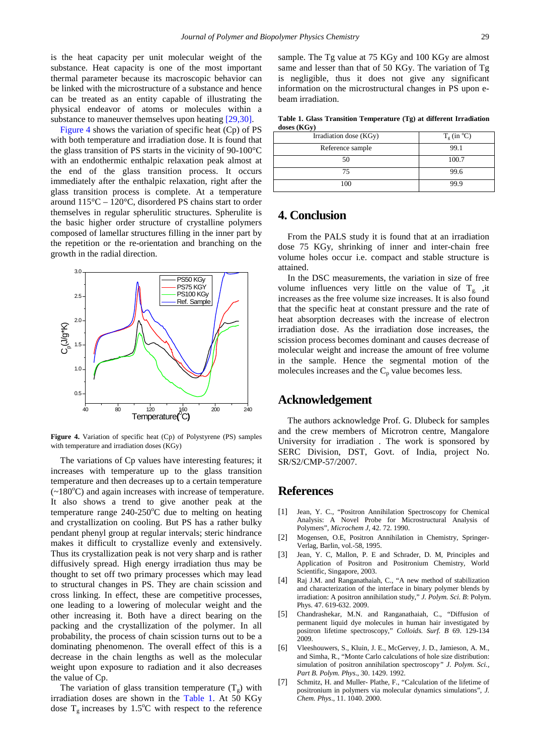is the heat capacity per unit molecular weight of the substance. Heat capacity is one of the most important thermal parameter because its macroscopic behavior can be linked with the microstructure of a substance and hence can be treated as an entity capable of illustrating the physical endeavor of atoms or molecules within a substance to maneuver themselves upon heating [29,30].

Figure 4 shows the variation of specific heat (Cp) of PS with both temperature and irradiation dose. It is found that the glass transition of PS starts in the vicinity of 90-100°C with an endothermic enthalpic relaxation peak almost at the end of the glass transition process. It occurs immediately after the enthalpic relaxation, right after the glass transition process is complete. At a temperature around 115°C – 120°C, disordered PS chains start to order themselves in regular spherulitic structures. Spherulite is the basic higher order structure of crystalline polymers composed of lamellar structures filling in the inner part by the repetition or the re-orientation and branching on the growth in the radial direction.

**Figure 4.** Variation of specific heat (Cp) of Polystyrene (PS) samples with temperature and irradiation doses (KGy)

The variations of Cp values have interesting features; it increases with temperature up to the glass transition temperature and then decreases up to a certain temperature (~180°C) and again increases with increase of temperature. It also shows a trend to give another peak at the temperature range 240-250°C due to melting on heating and crystallization on cooling. But PS has a rather bulky pendant phenyl group at regular intervals; steric hindrance makes it difficult to crystallize evenly and extensively. Thus its crystallization peak is not very sharp and is rather diffusively spread. High energy irradiation thus may be thought to set off two primary processes which may lead to structural changes in PS. They are chain scission and cross linking. In effect, these are competitive processes, one leading to a lowering of molecular weight and the other increasing it. Both have a direct bearing on the packing and the crystallization of the polymer. In all probability, the process of chain scission turns out to be a dominating phenomenon. The overall effect of this is a decrease in the chain lengths as well as the molecular weight upon exposure to radiation and it also decreases the value of Cp.

The variation of glass transition temperature ($T_g$) with irradiation doses are shown in the Table 1. At 50 KGy dose $T_g$ increases by 1.5°C with respect to the reference sample. The Tg value at 75 KGy and 100 KGy are almost same and lesser than that of 50 KGy. The variation of Tg is negligible, thus it does not give any significant information on the microstructural changes in PS upon e-beam irradiation.

**Table 1. Glass Transition Temperature (Tg) at different Irradiation doses (KGy)**

| Irradiation dose (KGy) | $T_g$ (in °C) |
|---|---|
| Reference sample | 99.1 |
| 50 | 100.7 |
| 75 | 99.6 |
| 100 | 99.9 |

## 4. Conclusion

From the PALS study it is found that at an irradiation dose 75 KGy, shrinking of inner and inter-chain free volume holes occur i.e. compact and stable structure is attained.

In the DSC measurements, the variation in size of free volume influences very little on the value of $T_g$, it increases as the free volume size increases. It is also found that the specific heat at constant pressure and the rate of heat absorption decreases with the increase of electron irradiation dose. As the irradiation dose increases, the scission process becomes dominant and causes decrease of molecular weight and increase the amount of free volume in the sample. Hence the segmental motion of the molecules increases and the $C_p$ value becomes less.

## Acknowledgement

The authors acknowledge Prof. G. Dlubeck for samples and the crew members of Microtron centre, Mangalore University for irradiation . The work is sponsored by SERC Division, DST, Govt. of India, project No. SR/S2/CMP-57/2007.

## References

[1] Jean, Y. C., "Positron Annihilation Spectroscopy for Chemical Analysis: A Novel Probe for Microstructural Analysis of Polymers", *Microchem J*, 42. 72. 1990.

[2] Mogensen, O.E, Positron Annihilation in Chemistry, Springer-Verlag, Barlin, vol.-58, 1995.

[3] Jean, Y. C, Mallon, P. E and Schrader, D. M, Principles and Application of Positron and Positronium Chemistry, World Scientific, Singapore, 2003.

[4] Raj J.M. and Ranganathaiah, C., "A new method of stabilization and characterization of the interface in binary polymer blends by irradiation: A positron annihilation study," *J. Polym. Sci. B*: Polym. Phys. 47. 619-632. 2009.

[5] Chandrashekar, M.N. and Ranganathaiah, C., "Diffusion of permanent liquid dye molecules in human hair investigated by positron lifetime spectroscopy," *Colloids. Surf. B* 69. 129-134 2009.

[6] Vleeshouwers, S., Kluin, J. E., McGervey, J. D., Jamieson, A. M., and Simha, R., "Monte Carlo calculations of hole size distribution: simulation of positron annihilation spectroscopy" *J. Polym. Sci., Part B. Polym. Phys*., 30. 1429. 1992.

[7] Schmitz, H. and Muller- Plathe, F., "Calculation of the lifetime of positronium in polymers via molecular dynamics simulations", *J. Chem. Phys*., 11. 1040. 2000.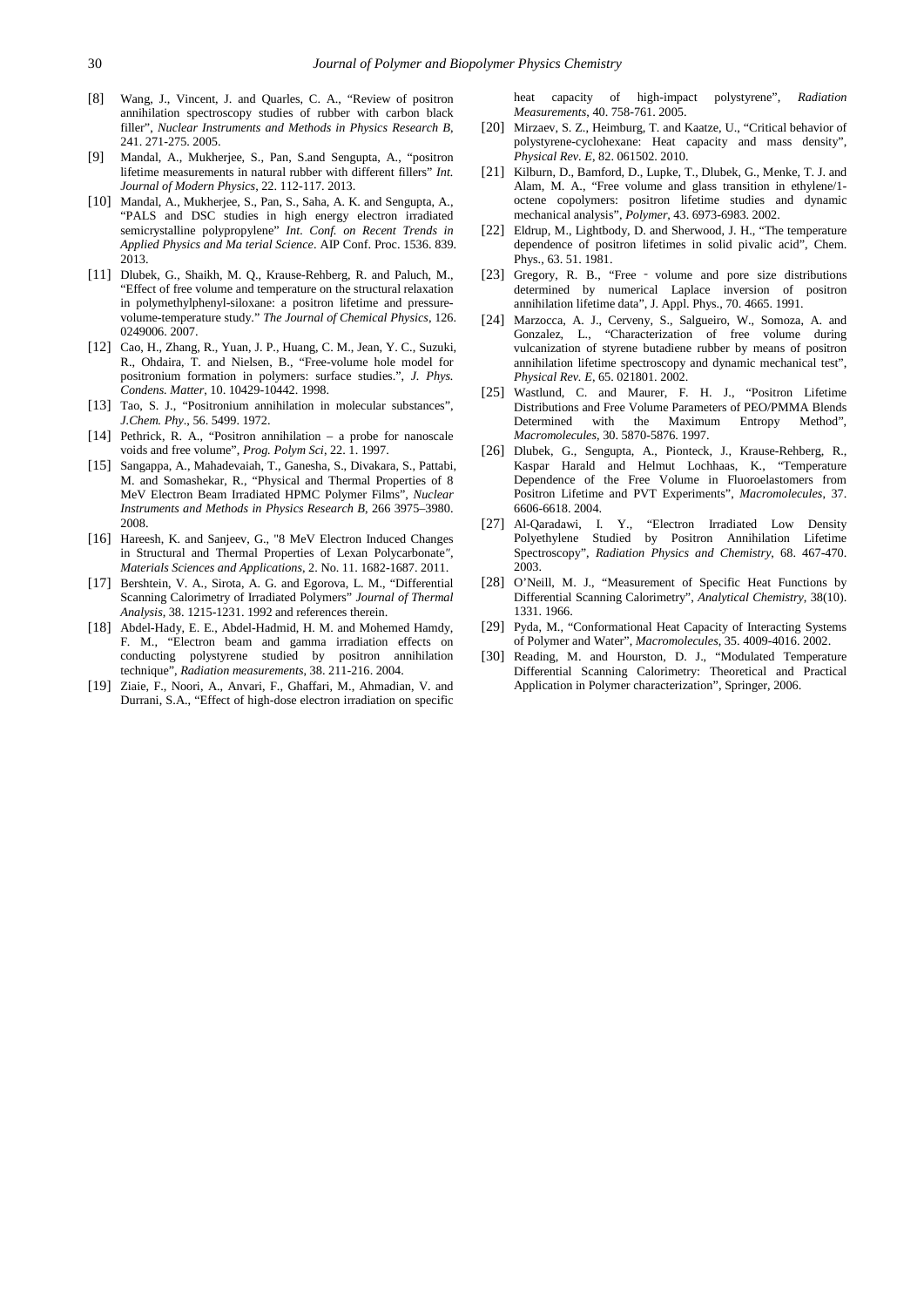[8] Wang, J., Vincent, J. and Quarles, C. A., "Review of positron annihilation spectroscopy studies of rubber with carbon black filler", *Nuclear Instruments and Methods in Physics Research B*, 241. 271-275. 2005.

[9] Mandal, A., Mukherjee, S., Pan, S.and Sengupta, A., "positron lifetime measurements in natural rubber with different fillers" *Int. Journal of Modern Physics*, 22. 112-117. 2013.

[10] Mandal, A., Mukherjee, S., Pan, S., Saha, A. K. and Sengupta, A., "PALS and DSC studies in high energy electron irradiated semicrystalline polypropylene" *Int. Conf. on Recent Trends in Applied Physics and Ma terial Science*. AIP Conf. Proc. 1536. 839. 2013.

[11] Dlubek, G., Shaikh, M. Q., Krause-Rehberg, R. and Paluch, M., "Effect of free volume and temperature on the structural relaxation in polymethylphenyl-siloxane: a positron lifetime and pressure-volume-temperature study." *The Journal of Chemical Physics*, 126. 0249006. 2007.

[12] Cao, H., Zhang, R., Yuan, J. P., Huang, C. M., Jean, Y. C., Suzuki, R., Ohdaira, T. and Nielsen, B., "Free-volume hole model for positronium formation in polymers: surface studies.", *J. Phys. Condens. Matter*, 10. 10429-10442. 1998.

[13] Tao, S. J., "Positronium annihilation in molecular substances", *J.Chem. Phy*., 56. 5499. 1972.

[14] Pethrick, R. A., "Positron annihilation – a probe for nanoscale voids and free volume", *Prog. Polym Sci*, 22. 1. 1997.

[15] Sangappa, A., Mahadevaiah, T., Ganesha, S., Divakara, S., Pattabi, M. and Somashekar, R., "Physical and Thermal Properties of 8 MeV Electron Beam Irradiated HPMC Polymer Films", *Nuclear Instruments and Methods in Physics Research B*, 266 3975–3980. 2008.

[16] Hareesh, K. and Sanjeev, G., "8 MeV Electron Induced Changes in Structural and Thermal Properties of Lexan Polycarbonate", *Materials Sciences and Applications*, 2. No. 11. 1682-1687. 2011.

[17] Bershtein, V. A., Sirota, A. G. and Egorova, L. M., "Differential Scanning Calorimetry of Irradiated Polymers" *Journal of Thermal Analysis*, 38. 1215-1231. 1992 and references therein.

[18] Abdel-Hady, E. E., Abdel-Hadmid, H. M. and Mohemed Hamdy, F. M., "Electron beam and gamma irradiation effects on conducting polystyrene studied by positron annihilation technique", *Radiation measurements*, 38. 211-216. 2004.

[19] Ziaie, F., Noori, A., Anvari, F., Ghaffari, M., Ahmadian, V. and Durrani, S.A., "Effect of high-dose electron irradiation on specific heat capacity of high-impact polystyrene", *Radiation Measurements*, 40. 758-761. 2005.

[20] Mirzaev, S. Z., Heimburg, T. and Kaatze, U., "Critical behavior of polystyrene-cyclohexane: Heat capacity and mass density", *Physical Rev. E*, 82. 061502. 2010.

[21] Kilburn, D., Bamford, D., Lupke, T., Dlubek, G., Menke, T. J. and Alam, M. A., "Free volume and glass transition in ethylene/1-octene copolymers: positron lifetime studies and dynamic mechanical analysis", *Polymer*, 43. 6973-6983. 2002.

[22] Eldrup, M., Lightbody, D. and Sherwood, J. H., "The temperature dependence of positron lifetimes in solid pivalic acid", Chem. Phys., 63. 51. 1981.

[23] Gregory, R. B., "Free - volume and pore size distributions determined by numerical Laplace inversion of positron annihilation lifetime data", J. Appl. Phys., 70. 4665. 1991.

[24] Marzocca, A. J., Cerveny, S., Salgueiro, W., Somoza, A. and Gonzalez, L., "Characterization of free volume during vulcanization of styrene butadiene rubber by means of positron annihilation lifetime spectroscopy and dynamic mechanical test", *Physical Rev. E*, 65. 021801. 2002.

[25] Wastlund, C. and Maurer, F. H. J., "Positron Lifetime Distributions and Free Volume Parameters of PEO/PMMA Blends Determined with the Maximum Entropy Method", *Macromolecules*, 30. 5870-5876. 1997.

[26] Dlubek, G., Sengupta, A., Pionteck, J., Krause-Rehberg, R., Kaspar Harald and Helmut Lochhaas, K., "Temperature Dependence of the Free Volume in Fluoroelastomers from Positron Lifetime and PVT Experiments", *Macromolecules*, 37. 6606-6618. 2004.

[27] Al-Qaradawi, I. Y., "Electron Irradiated Low Density Polyethylene Studied by Positron Annihilation Lifetime Spectroscopy", *Radiation Physics and Chemistry*, 68. 467-470. 2003.

[28] O'Neill, M. J., "Measurement of Specific Heat Functions by Differential Scanning Calorimetry", *Analytical Chemistry*, 38(10). 1331. 1966.

[29] Pyda, M., "Conformational Heat Capacity of Interacting Systems of Polymer and Water", *Macromolecules*, 35. 4009-4016. 2002.

[30] Reading, M. and Hourston, D. J., "Modulated Temperature Differential Scanning Calorimetry: Theoretical and Practical Application in Polymer characterization", Springer, 2006.